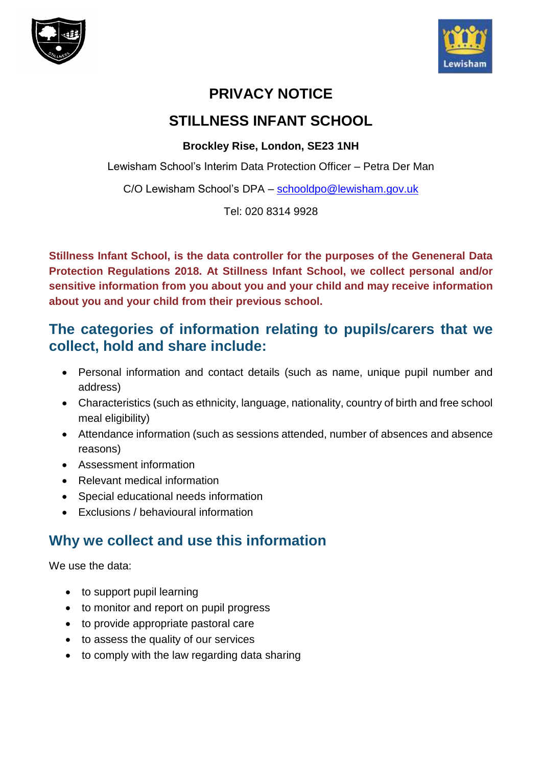# PRIVACY NOTICE

# STILLNESS INFANT SCHOOL

**Brockley Rise, London, SE23 1NH**

Lewisham School's Interim Data Protection Officer – Petra Der Man

C/O Lewisham School's DPA – schooldpo@lewisham.gov.uk

Tel: 020 8314 9928

**Stillness Infant School, is the data controller for the purposes of the Geneneral Data Protection Regulations 2018. At Stillness Infant School, we collect personal and/or sensitive information from you about you and your child and may receive information about you and your child from their previous school.**

## The categories of information relating to pupils/carers that we collect, hold and share include:

- Personal information and contact details (such as name, unique pupil number and address)
- Characteristics (such as ethnicity, language, nationality, country of birth and free school meal eligibility)
- Attendance information (such as sessions attended, number of absences and absence reasons)
- Assessment information
- Relevant medical information
- Special educational needs information
- Exclusions / behavioural information

## Why we collect and use this information

We use the data:

- to support pupil learning
- to monitor and report on pupil progress
- to provide appropriate pastoral care
- to assess the quality of our services
- to comply with the law regarding data sharing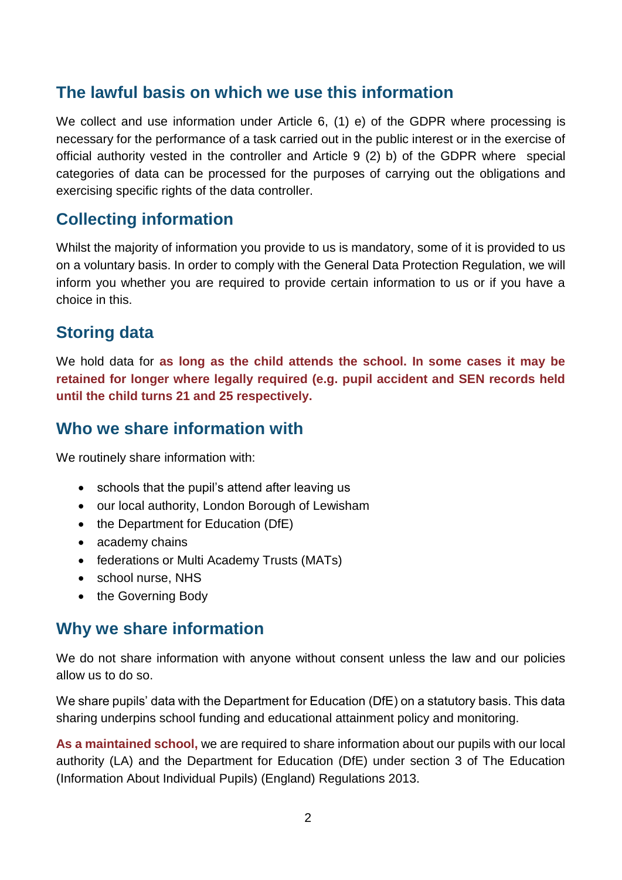## The lawful basis on which we use this information

We collect and use information under Article 6, (1) e) of the GDPR where processing is necessary for the performance of a task carried out in the public interest or in the exercise of official authority vested in the controller and Article 9 (2) b) of the GDPR where special categories of data can be processed for the purposes of carrying out the obligations and exercising specific rights of the data controller.

## Collecting information

Whilst the majority of information you provide to us is mandatory, some of it is provided to us on a voluntary basis. In order to comply with the General Data Protection Regulation, we will inform you whether you are required to provide certain information to us or if you have a choice in this.

## Storing data

We hold data for **as long as the child attends the school. In some cases it may be retained for longer where legally required (e.g. pupil accident and SEN records held until the child turns 21 and 25 respectively.**

## Who we share information with

We routinely share information with:

- schools that the pupil's attend after leaving us
- our local authority, London Borough of Lewisham
- the Department for Education (DfE)
- academy chains
- federations or Multi Academy Trusts (MATs)
- school nurse, NHS
- the Governing Body

## Why we share information

We do not share information with anyone without consent unless the law and our policies allow us to do so.

We share pupils' data with the Department for Education (DfE) on a statutory basis. This data sharing underpins school funding and educational attainment policy and monitoring.

**As a maintained school,** we are required to share information about our pupils with our local authority (LA) and the Department for Education (DfE) under section 3 of The Education (Information About Individual Pupils) (England) Regulations 2013.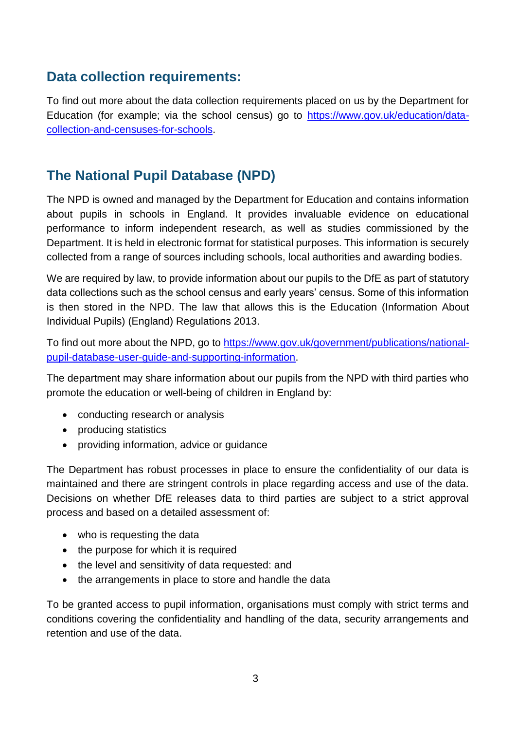## Data collection requirements:

To find out more about the data collection requirements placed on us by the Department for Education (for example; via the school census) go to [https://www.gov.uk/education/data-collection-and-censuses-for-schools](https://www.gov.uk/education/data-collection-and-censuses-for-schools).

## The National Pupil Database (NPD)

The NPD is owned and managed by the Department for Education and contains information about pupils in schools in England. It provides invaluable evidence on educational performance to inform independent research, as well as studies commissioned by the Department. It is held in electronic format for statistical purposes. This information is securely collected from a range of sources including schools, local authorities and awarding bodies.

We are required by law, to provide information about our pupils to the DfE as part of statutory data collections such as the school census and early years' census. Some of this information is then stored in the NPD. The law that allows this is the Education (Information About Individual Pupils) (England) Regulations 2013.

To find out more about the NPD, go to [https://www.gov.uk/government/publications/national-pupil-database-user-guide-and-supporting-information](https://www.gov.uk/government/publications/national-pupil-database-user-guide-and-supporting-information).

The department may share information about our pupils from the NPD with third parties who promote the education or well-being of children in England by:

- conducting research or analysis
- producing statistics
- providing information, advice or guidance

The Department has robust processes in place to ensure the confidentiality of our data is maintained and there are stringent controls in place regarding access and use of the data. Decisions on whether DfE releases data to third parties are subject to a strict approval process and based on a detailed assessment of:

- who is requesting the data
- the purpose for which it is required
- the level and sensitivity of data requested: and
- the arrangements in place to store and handle the data

To be granted access to pupil information, organisations must comply with strict terms and conditions covering the confidentiality and handling of the data, security arrangements and retention and use of the data.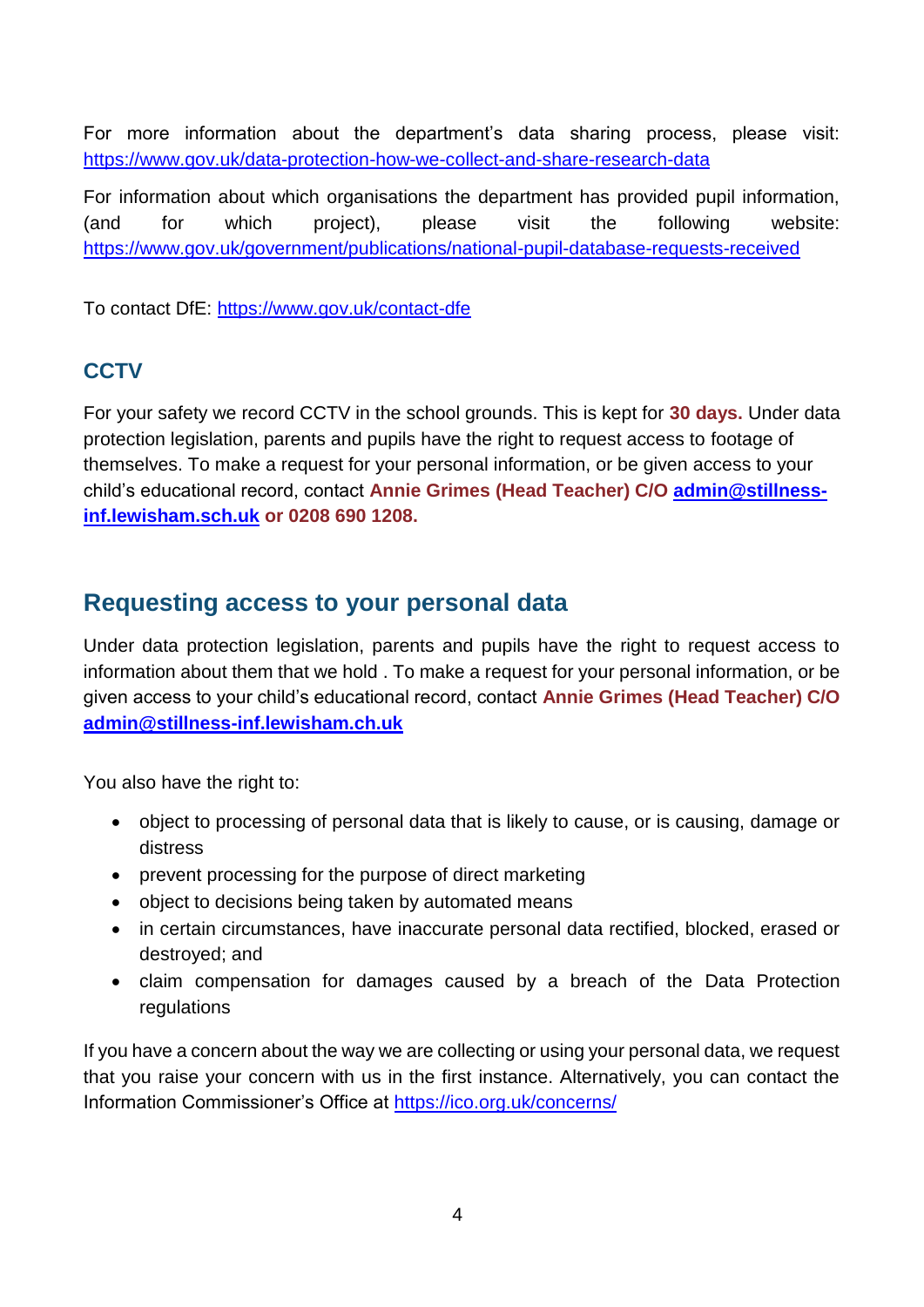For more information about the department's data sharing process, please visit: https://www.gov.uk/data-protection-how-we-collect-and-share-research-data

For information about which organisations the department has provided pupil information, (and for which project), please visit the following website: https://www.gov.uk/government/publications/national-pupil-database-requests-received

To contact DfE: https://www.gov.uk/contact-dfe

### CCTV

For your safety we record CCTV in the school grounds. This is kept for **30 days.** Under data protection legislation, parents and pupils have the right to request access to footage of themselves. To make a request for your personal information, or be given access to your child's educational record, contact **Annie Grimes (Head Teacher) C/O admin@stillness-inf.lewisham.sch.uk or 0208 690 1208.**

## Requesting access to your personal data

Under data protection legislation, parents and pupils have the right to request access to information about them that we hold . To make a request for your personal information, or be given access to your child's educational record, contact **Annie Grimes (Head Teacher) C/O admin@stillness-inf.lewisham.ch.uk**

You also have the right to:

- object to processing of personal data that is likely to cause, or is causing, damage or distress
- prevent processing for the purpose of direct marketing
- object to decisions being taken by automated means
- in certain circumstances, have inaccurate personal data rectified, blocked, erased or destroyed; and
- claim compensation for damages caused by a breach of the Data Protection regulations

If you have a concern about the way we are collecting or using your personal data, we request that you raise your concern with us in the first instance. Alternatively, you can contact the Information Commissioner's Office at https://ico.org.uk/concerns/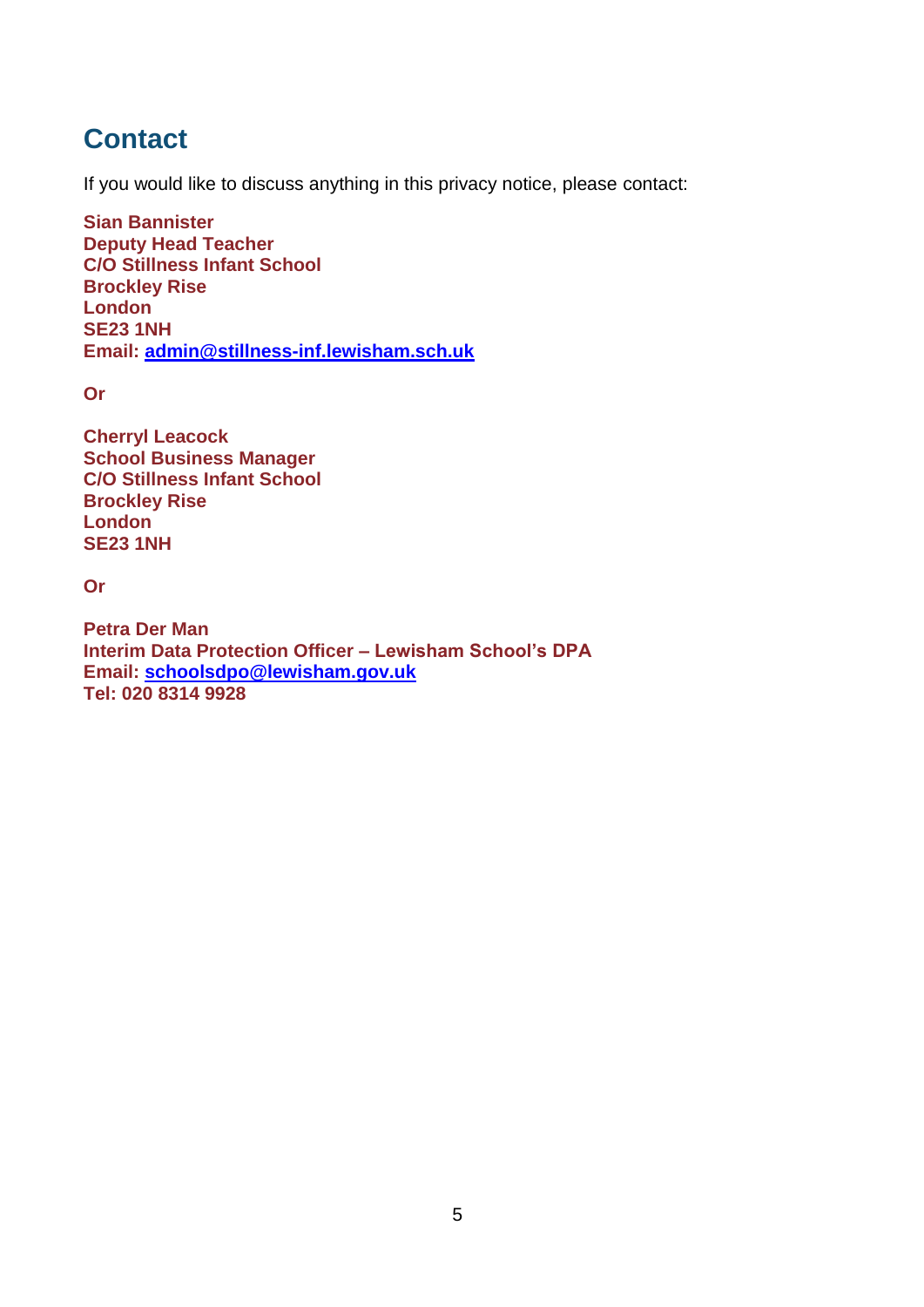## Contact

If you would like to discuss anything in this privacy notice, please contact:

**Sian Bannister**
**Deputy Head Teacher**
**C/O Stillness Infant School**
**Brockley Rise**
**London**
**SE23 1NH**
**Email: admin@stillness-inf.lewisham.sch.uk**

**Or**

**Cherryl Leacock**
**School Business Manager**
**C/O Stillness Infant School**
**Brockley Rise**
**London**
**SE23 1NH**

**Or**

**Petra Der Man**
**Interim Data Protection Officer – Lewisham School's DPA**
**Email: schoolsdpo@lewisham.gov.uk**
**Tel: 020 8314 9928**